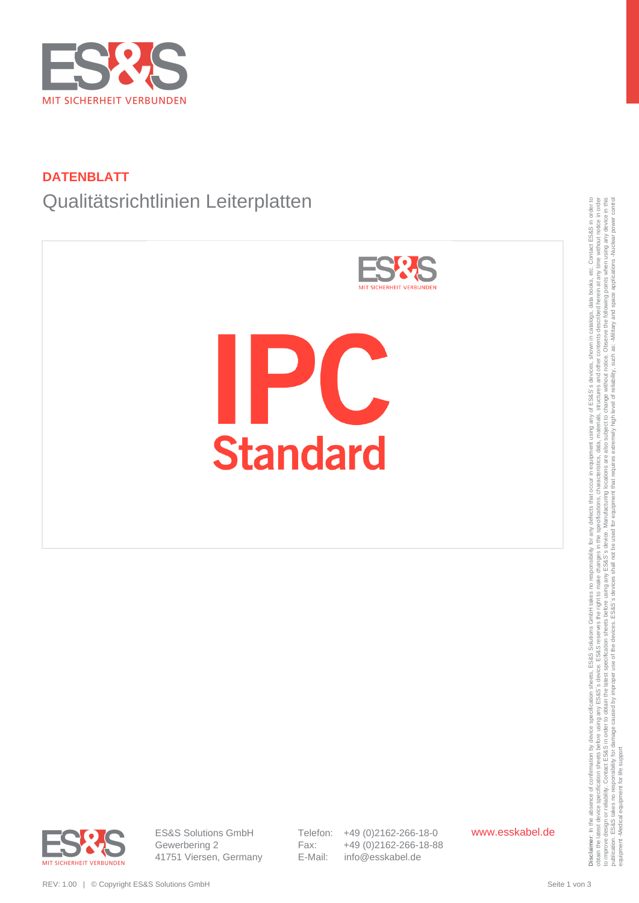DATENBLATT

# Qualitätsrichtlinien Leiterplatten

IPC Standard

**Disclaimer:** In the absence of confirmation by device specification sheets, ES&S Solutions GmbH takes no responsibility for any defects that occur in equipment using any of ES&S´s devices, shown in catalogs, data books, etc. Contact ES&S in order to obtain the latest device specification sheets before using any ES&S´s device. ES&S reserves the right to make changes in the specifications, characteristics, data, materials, structures and other contents described herein at any time without notice in order to improve design or reliability. Contact ES&S in order to obtain the latest specification sheets before using any ES&S´s device. Manufacturing locations are also subject to change without notice. Observe the following points when using any device in this publication. ES&S takes no responsibility for damage caused by improper use of the devices. ES&S´s devices shall not be used for equipment that requires extremely high level of reliability, such as: -Military and space applications -Nuclear power control equipment -Medical equipment for life support

ES&S Solutions GmbH
Gewerbering 2
41751 Viersen, Germany

Telefon: +49 (0)2162-266-18-0
Fax: +49 (0)2162-266-18-88
E-Mail: info@esskabel.de

www.esskabel.de

REV: 1.00 | © Copyright ES&S Solutions GmbH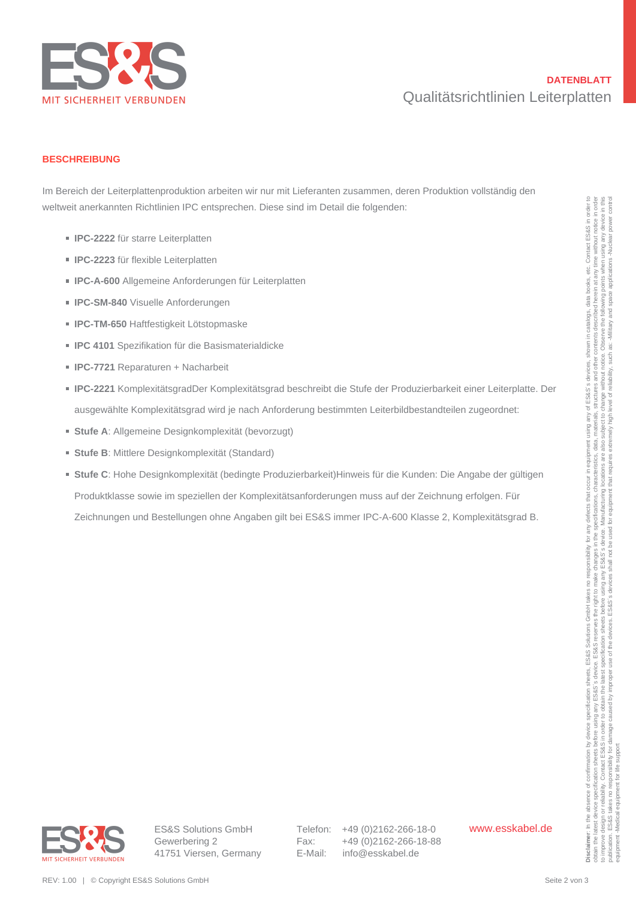**DATENBLATT**

Qualitätsrichtlinien Leiterplatten

## BESCHREIBUNG

Im Bereich der Leiterplattenproduktion arbeiten wir nur mit Lieferanten zusammen, deren Produktion vollständig den weltweit anerkannten Richtlinien IPC entsprechen. Diese sind im Detail die folgenden:

- **IPC-2222** für starre Leiterplatten
- **IPC-2223** für flexible Leiterplatten
- **IPC-A-600** Allgemeine Anforderungen für Leiterplatten
- **IPC-SM-840** Visuelle Anforderungen
- **IPC-TM-650** Haftfestigkeit Lötstopmaske
- **IPC 4101** Spezifikation für die Basismaterialdicke
- **IPC-7721** Reparaturen + Nacharbeit
- **IPC-2221** KomplexitätsgradDer Komplexitätsgrad beschreibt die Stufe der Produzierbarkeit einer Leiterplatte. Der ausgewählte Komplexitätsgrad wird je nach Anforderung bestimmten Leiterbildbestandteilen zugeordnet:
- **Stufe A**: Allgemeine Designkomplexität (bevorzugt)
- **Stufe B**: Mittlere Designkomplexität (Standard)
- **Stufe C**: Hohe Designkomplexität (bedingte Produzierbarkeit)Hinweis für die Kunden: Die Angabe der gültigen Produktklasse sowie im speziellen der Komplexitätsanforderungen muss auf der Zeichnung erfolgen. Für Zeichnungen und Bestellungen ohne Angaben gilt bei ES&S immer IPC-A-600 Klasse 2, Komplexitätsgrad B.

**Disclaimer**: In the absence of confirmation by device specification sheets, ES&S Solutions GmbH takes no responsibility for any defects that occur in equipment using any of ES&S´s devices, shown in catalogs, data books, etc. Contact ES&S in order to obtain the latest device specification sheets before using any ES&S´s device. ES&S reserves the right to make changes in the specifications, characteristics, data, materials, structures and other contents described herein at any time without notice in order to improve design or reliability. Contact ES&S in order to obtain the latest specification sheets before using any ES&S´s device. Manufacturing locations are also subject to change without notice. Observe the following points when using any device in this publication. ES&S takes no responsibility for damage caused by improper use of the devices. ES&S´s devices shall not be used for equipment that requires extremely high level of reliability, such as: -Military and space applications -Nuclear power control equipment -Medical equipment for life support

ES&S Solutions GmbH
Gewerbering 2
41751 Viersen, Germany

Telefon: +49 (0)2162-266-18-0
Fax: +49 (0)2162-266-18-88
E-Mail: info@esskabel.de

www.esskabel.de

REV: 1.00 | © Copyright ES&S Solutions GmbH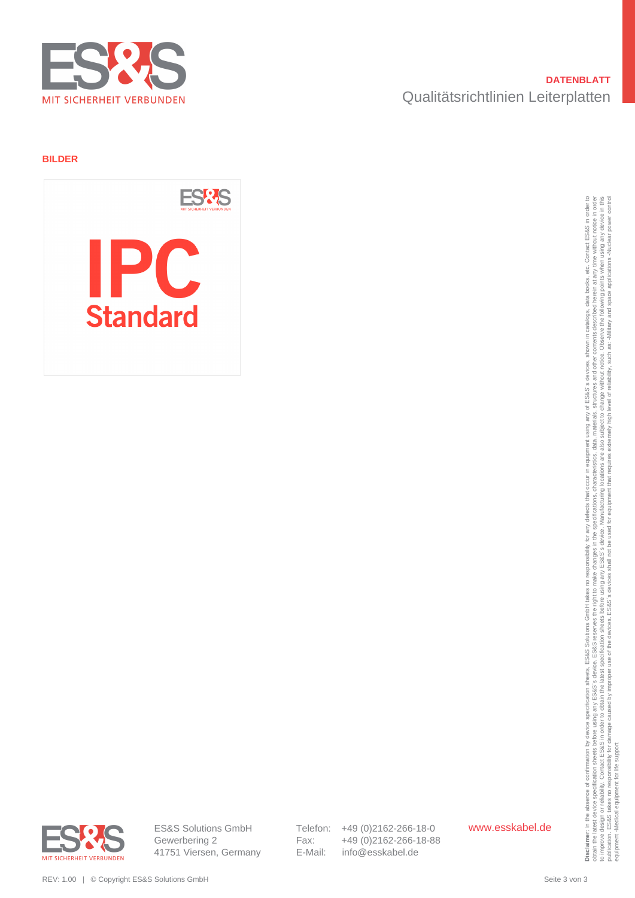**DATENBLATT**

Qualitätsrichtlinien Leiterplatten

## BILDER

ES&S Solutions GmbH
Gewerbering 2
41751 Viersen, Germany

Telefon: +49 (0)2162-266-18-0
Fax: +49 (0)2162-266-18-88
E-Mail: info@esskabel.de

www.esskabel.de

**Disclaimer**: In the absence of confirmation by device specification sheets, ES&S Solutions GmbH takes no responsibility for any defects that occur in equipment using any of ES&S´s devices, shown in catalogs, data books, etc. Contact ES&S in order to obtain the latest device specification sheets before using any ES&S´s device. ES&S reserves the right to make changes in the specifications, characteristics, data, materials, structures and other contents described herein at any time without notice in order to improve design or reliability. Contact ES&S in order to obtain the latest specification sheets before using any ES&S´s device. Manufacturing locations are also subject to change without notice. Observe the following points when using any device in this publication. ES&S takes no responsibility for damage caused by improper use of the devices. ES&S´s devices shall not be used for equipment that requires extremely high level of reliability, such as: -Military and space applications -Nuclear power control equipment -Medical equipment for life support

REV: 1.00 | © Copyright ES&S Solutions GmbH